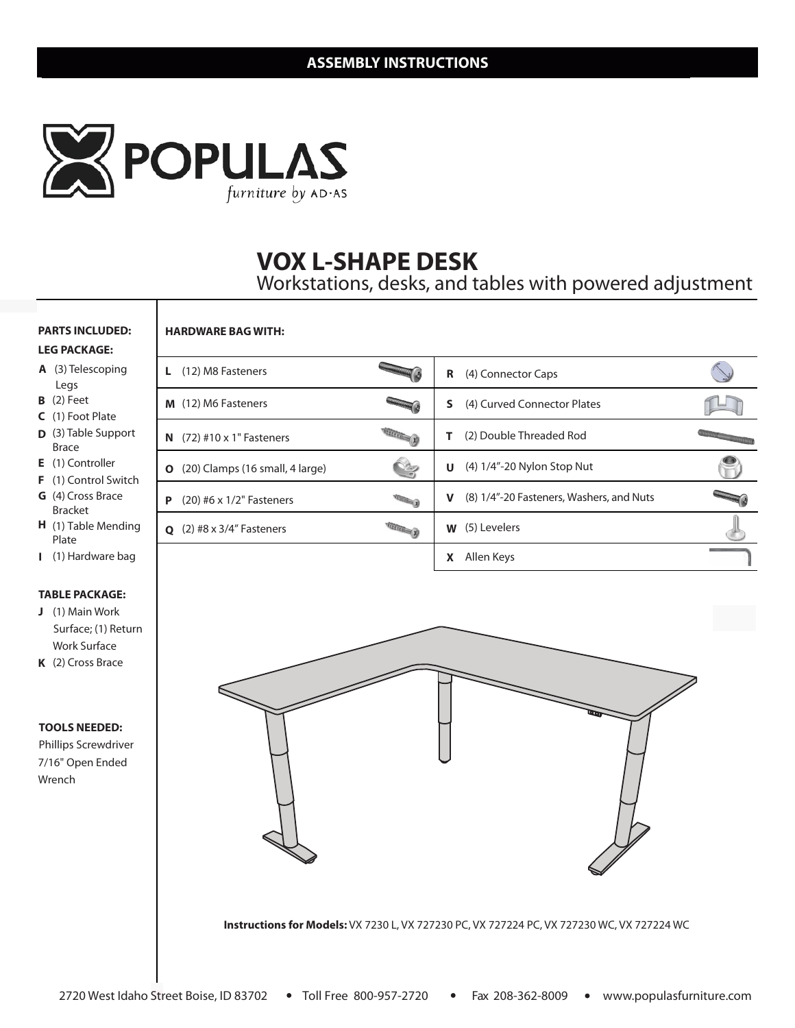## ASSEMBLY INSTRUCTIONS

POPULAS

*furniture by* AD·AS

# VOX L-SHAPE DESK

Workstations, desks, and tables with powered adjustment

**PARTS INCLUDED:**

**LEG PACKAGE:**

- **A** (3) Telescoping Legs
- **B** (2) Feet
- **C** (1) Foot Plate
- **D** (3) Table Support Brace
- **E** (1) Controller
- **F** (1) Control Switch
- **G** (4) Cross Brace Bracket
- **H** (1) Table Mending Plate
- **I** (1) Hardware bag

**TABLE PACKAGE:**

- **J** (1) Main Work Surface; (1) Return Work Surface
- **K** (2) Cross Brace

**TOOLS NEEDED:**

Phillips Screwdriver
7/16" Open Ended Wrench

**HARDWARE BAG WITH:**

| | | | |
|---|---|---|---|
| **L** | (12) M8 Fasteners | **R** | (4) Connector Caps |
| **M** | (12) M6 Fasteners | **S** | (4) Curved Connector Plates |
| **N** | (72) #10 x 1" Fasteners | **T** | (2) Double Threaded Rod |
| **O** | (20) Clamps (16 small, 4 large) | **U** | (4) 1/4"-20 Nylon Stop Nut |
| **P** | (20) #6 x 1/2" Fasteners | **V** | (8) 1/4"-20 Fasteners, Washers, and Nuts |
| **Q** | (2) #8 x 3/4" Fasteners | **W** | (5) Levelers |
| | | **X** | Allen Keys |

**Instructions for Models:** VX 7230 L, VX 727230 PC, VX 727224 PC, VX 727230 WC, VX 727224 WC

2720 West Idaho Street Boise, ID 83702 • Toll Free 800-957-2720 • Fax 208-362-8009 • www.populasfurniture.com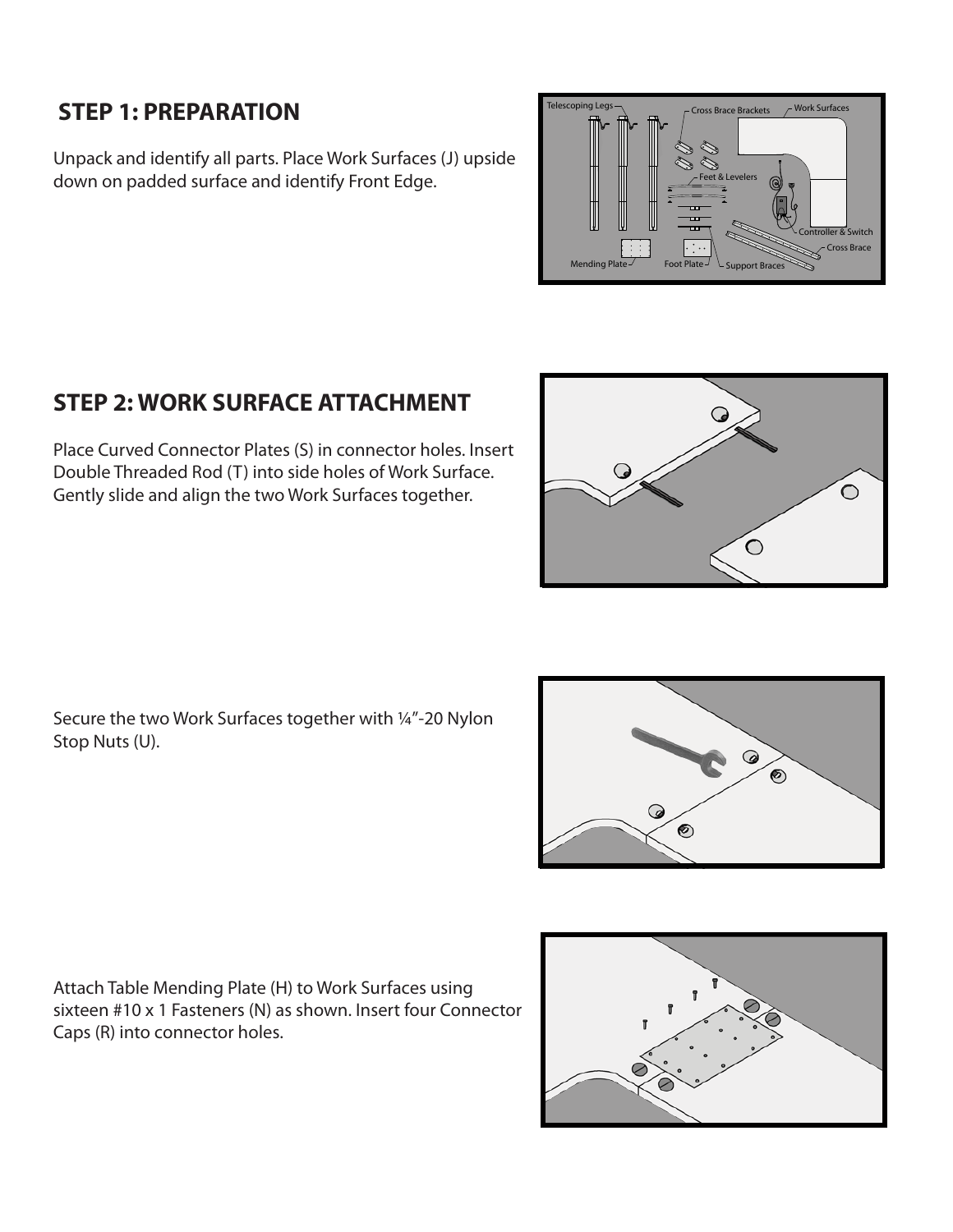## STEP 1: PREPARATION

Unpack and identify all parts. Place Work Surfaces (J) upside down on padded surface and identify Front Edge.

## STEP 2: WORK SURFACE ATTACHMENT

Place Curved Connector Plates (S) in connector holes. Insert Double Threaded Rod (T) into side holes of Work Surface. Gently slide and align the two Work Surfaces together.

Secure the two Work Surfaces together with ¼"-20 Nylon Stop Nuts (U).

Attach Table Mending Plate (H) to Work Surfaces using sixteen #10 x 1 Fasteners (N) as shown. Insert four Connector Caps (R) into connector holes.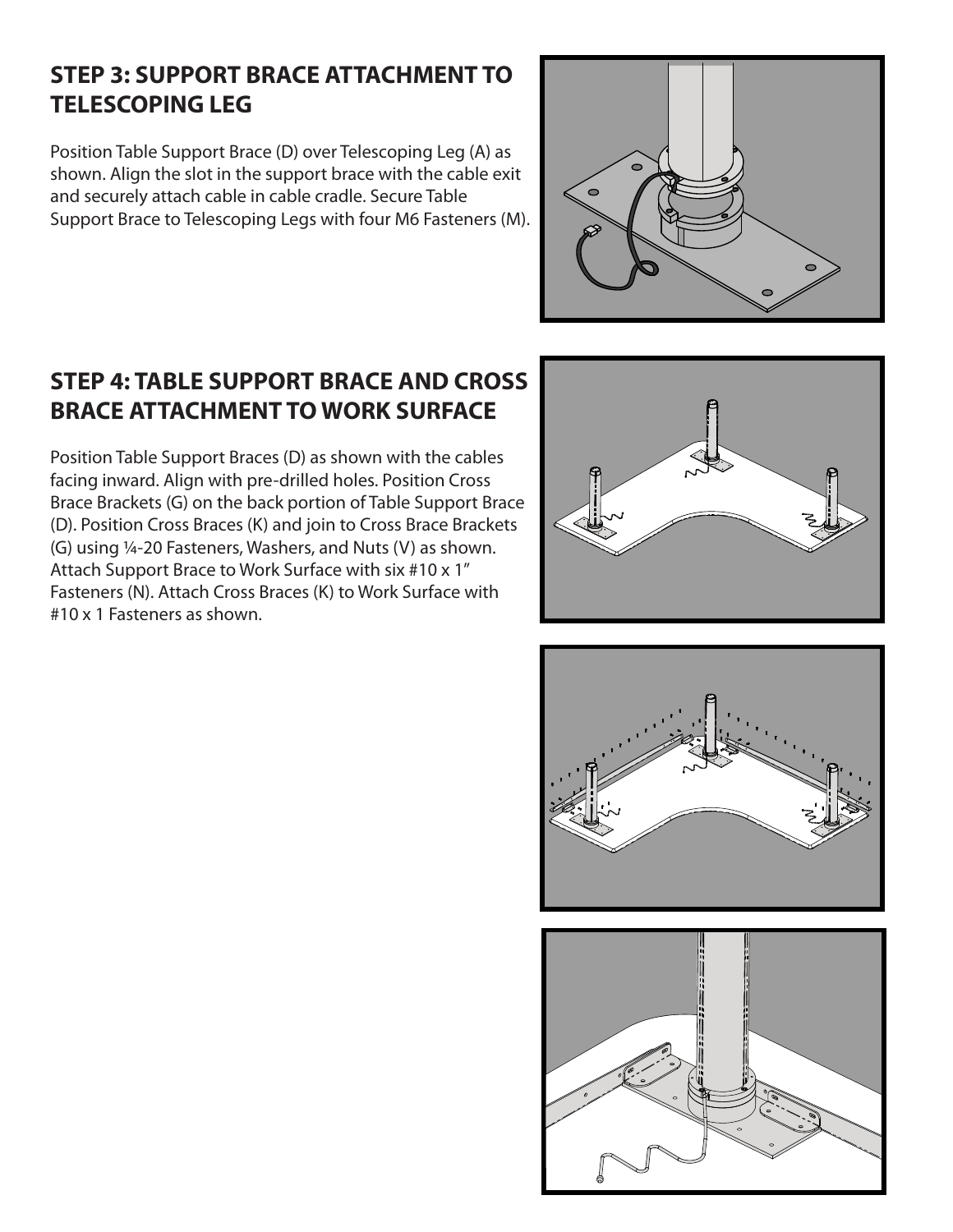## STEP 3: SUPPORT BRACE ATTACHMENT TO TELESCOPING LEG

Position Table Support Brace (D) over Telescoping Leg (A) as shown. Align the slot in the support brace with the cable exit and securely attach cable in cable cradle. Secure Table Support Brace to Telescoping Legs with four M6 Fasteners (M).

## STEP 4: TABLE SUPPORT BRACE AND CROSS BRACE ATTACHMENT TO WORK SURFACE

Position Table Support Braces (D) as shown with the cables facing inward. Align with pre-drilled holes. Position Cross Brace Brackets (G) on the back portion of Table Support Brace (D). Position Cross Braces (K) and join to Cross Brace Brackets (G) using ¼-20 Fasteners, Washers, and Nuts (V) as shown. Attach Support Brace to Work Surface with six #10 x 1" Fasteners (N). Attach Cross Braces (K) to Work Surface with #10 x 1 Fasteners as shown.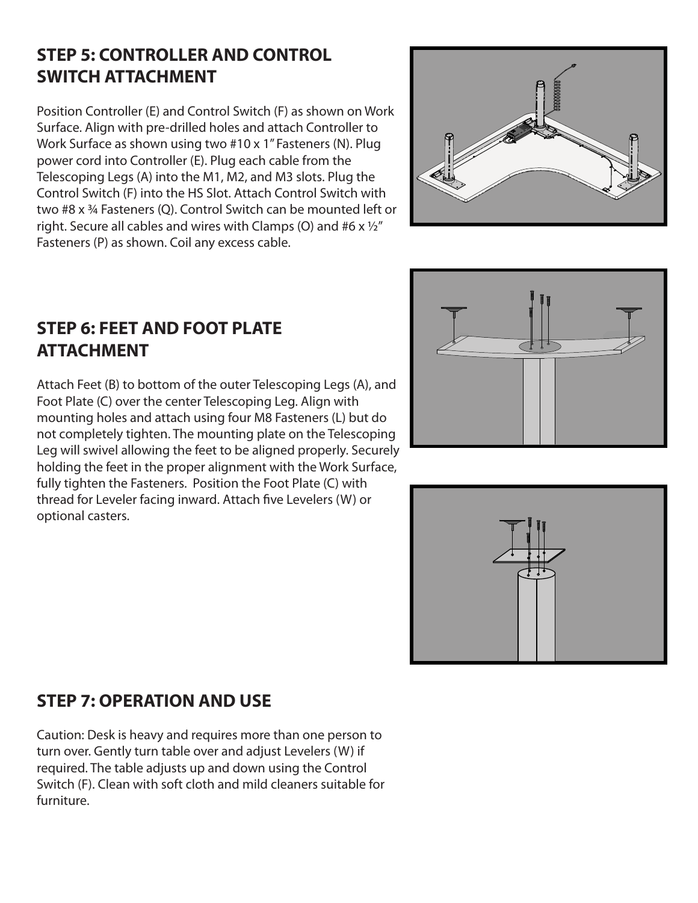## STEP 5: CONTROLLER AND CONTROL SWITCH ATTACHMENT

Position Controller (E) and Control Switch (F) as shown on Work Surface. Align with pre-drilled holes and attach Controller to Work Surface as shown using two #10 x 1" Fasteners (N). Plug power cord into Controller (E). Plug each cable from the Telescoping Legs (A) into the M1, M2, and M3 slots. Plug the Control Switch (F) into the HS Slot. Attach Control Switch with two #8 x ¾ Fasteners (Q). Control Switch can be mounted left or right. Secure all cables and wires with Clamps (O) and #6 x ½" Fasteners (P) as shown. Coil any excess cable.

## STEP 6: FEET AND FOOT PLATE ATTACHMENT

Attach Feet (B) to bottom of the outer Telescoping Legs (A), and Foot Plate (C) over the center Telescoping Leg. Align with mounting holes and attach using four M8 Fasteners (L) but do not completely tighten. The mounting plate on the Telescoping Leg will swivel allowing the feet to be aligned properly. Securely holding the feet in the proper alignment with the Work Surface, fully tighten the Fasteners. Position the Foot Plate (C) with thread for Leveler facing inward. Attach five Levelers (W) or optional casters.

## STEP 7: OPERATION AND USE

Caution: Desk is heavy and requires more than one person to turn over. Gently turn table over and adjust Levelers (W) if required. The table adjusts up and down using the Control Switch (F). Clean with soft cloth and mild cleaners suitable for furniture.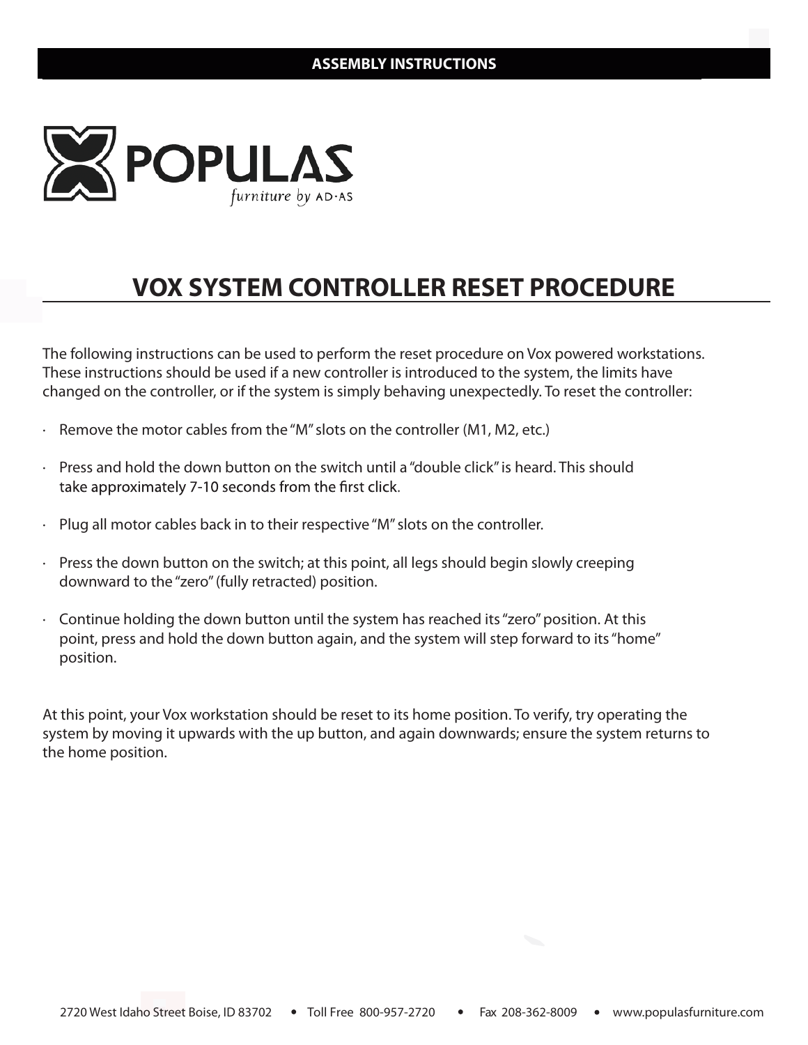ASSEMBLY INSTRUCTIONS

POPULAS
*furniture by AD·AS*

# VOX SYSTEM CONTROLLER RESET PROCEDURE

The following instructions can be used to perform the reset procedure on Vox powered workstations. These instructions should be used if a new controller is introduced to the system, the limits have changed on the controller, or if the system is simply behaving unexpectedly. To reset the controller:

- Remove the motor cables from the "M" slots on the controller (M1, M2, etc.)
- Press and hold the down button on the switch until a "double click" is heard. This should take approximately 7-10 seconds from the first click.
- Plug all motor cables back in to their respective "M" slots on the controller.
- Press the down button on the switch; at this point, all legs should begin slowly creeping downward to the "zero" (fully retracted) position.
- Continue holding the down button until the system has reached its "zero" position. At this point, press and hold the down button again, and the system will step forward to its "home" position.

At this point, your Vox workstation should be reset to its home position. To verify, try operating the system by moving it upwards with the up button, and again downwards; ensure the system returns to the home position.

2720 West Idaho Street Boise, ID 83702 • Toll Free 800-957-2720 • Fax 208-362-8009 • www.populasfurniture.com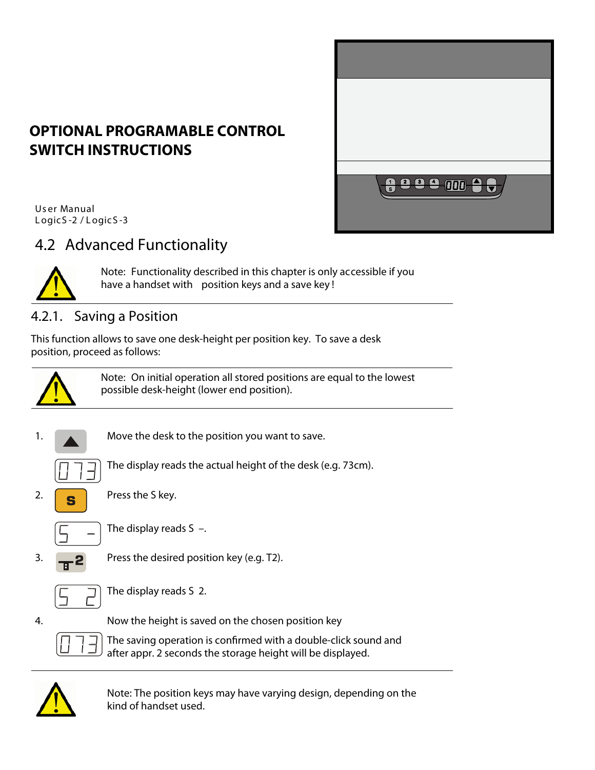# OPTIONAL PROGRAMABLE CONTROL SWITCH INSTRUCTIONS

User Manual
LogicS-2 / LogicS-3

## 4.2 Advanced Functionality

Note: Functionality described in this chapter is only accessible if you have a handset with position keys and a save key!

### 4.2.1. Saving a Position

This function allows to save one desk-height per position key. To save a desk position, proceed as follows:

Note: On initial operation all stored positions are equal to the lowest possible desk-height (lower end position).

1. Move the desk to the position you want to save.

   The display reads the actual height of the desk (e.g. 73cm).

2. Press the S key.

   The display reads S –.

3. Press the desired position key (e.g. T2).

   The display reads S 2.

4. Now the height is saved on the chosen position key

   The saving operation is confirmed with a double-click sound and after appr. 2 seconds the storage height will be displayed.

Note: The position keys may have varying design, depending on the kind of handset used.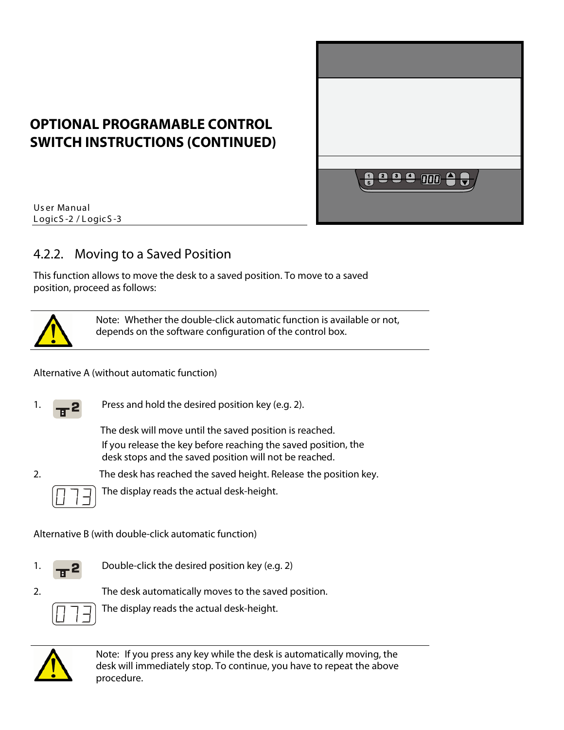# OPTIONAL PROGRAMABLE CONTROL SWITCH INSTRUCTIONS (CONTINUED)

User Manual
LogicS-2 / LogicS-3

## 4.2.2. Moving to a Saved Position

This function allows to move the desk to a saved position. To move to a saved position, proceed as follows:

Note: Whether the double-click automatic function is available or not, depends on the software configuration of the control box.

Alternative A (without automatic function)

1. Press and hold the desired position key (e.g. 2).

   The desk will move until the saved position is reached.
   If you release the key before reaching the saved position, the desk stops and the saved position will not be reached.

2. The desk has reached the saved height. Release the position key.

   073

   The display reads the actual desk-height.

Alternative B (with double-click automatic function)

1. Double-click the desired position key (e.g. 2)

2. The desk automatically moves to the saved position.

   073

   The display reads the actual desk-height.

Note: If you press any key while the desk is automatically moving, the desk will immediately stop. To continue, you have to repeat the above procedure.